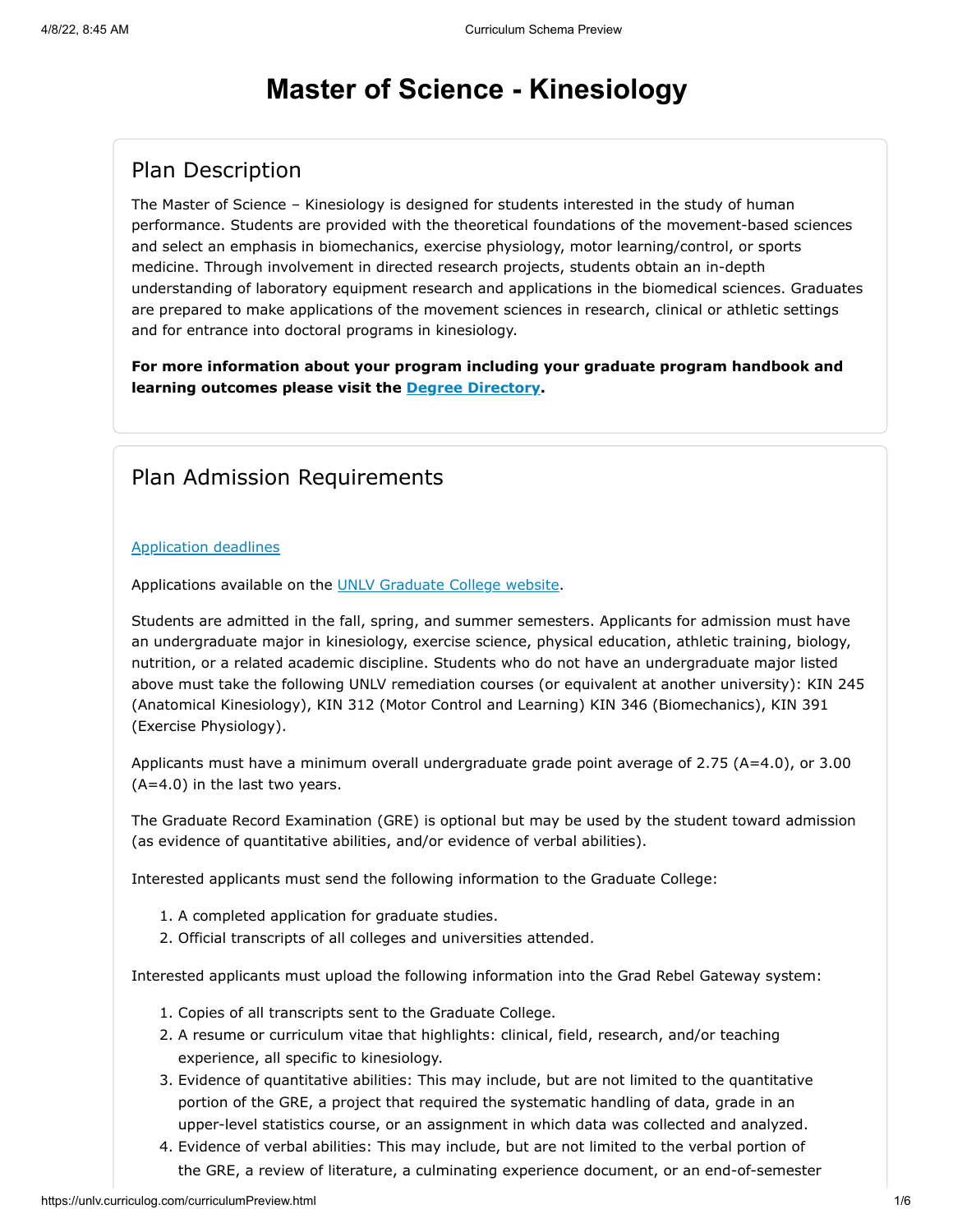# Master of Science - Kinesiology

## Plan Description

The Master of Science – Kinesiology is designed for students interested in the study of human performance. Students are provided with the theoretical foundations of the movement-based sciences and select an emphasis in biomechanics, exercise physiology, motor learning/control, or sports medicine. Through involvement in directed research projects, students obtain an in-depth understanding of laboratory equipment research and applications in the biomedical sciences. Graduates are prepared to make applications of the movement sciences in research, clinical or athletic settings and for entrance into doctoral programs in kinesiology.

**For more information about your program including your graduate program handbook and learning outcomes please visit the Degree Directory.**

## Plan Admission Requirements

Application deadlines

Applications available on the UNLV Graduate College website.

Students are admitted in the fall, spring, and summer semesters. Applicants for admission must have an undergraduate major in kinesiology, exercise science, physical education, athletic training, biology, nutrition, or a related academic discipline. Students who do not have an undergraduate major listed above must take the following UNLV remediation courses (or equivalent at another university): KIN 245 (Anatomical Kinesiology), KIN 312 (Motor Control and Learning) KIN 346 (Biomechanics), KIN 391 (Exercise Physiology).

Applicants must have a minimum overall undergraduate grade point average of 2.75 (A=4.0), or 3.00 (A=4.0) in the last two years.

The Graduate Record Examination (GRE) is optional but may be used by the student toward admission (as evidence of quantitative abilities, and/or evidence of verbal abilities).

Interested applicants must send the following information to the Graduate College:

1. A completed application for graduate studies.
2. Official transcripts of all colleges and universities attended.

Interested applicants must upload the following information into the Grad Rebel Gateway system:

1. Copies of all transcripts sent to the Graduate College.
2. A resume or curriculum vitae that highlights: clinical, field, research, and/or teaching experience, all specific to kinesiology.
3. Evidence of quantitative abilities: This may include, but are not limited to the quantitative portion of the GRE, a project that required the systematic handling of data, grade in an upper-level statistics course, or an assignment in which data was collected and analyzed.
4. Evidence of verbal abilities: This may include, but are not limited to the verbal portion of the GRE, a review of literature, a culminating experience document, or an end-of-semester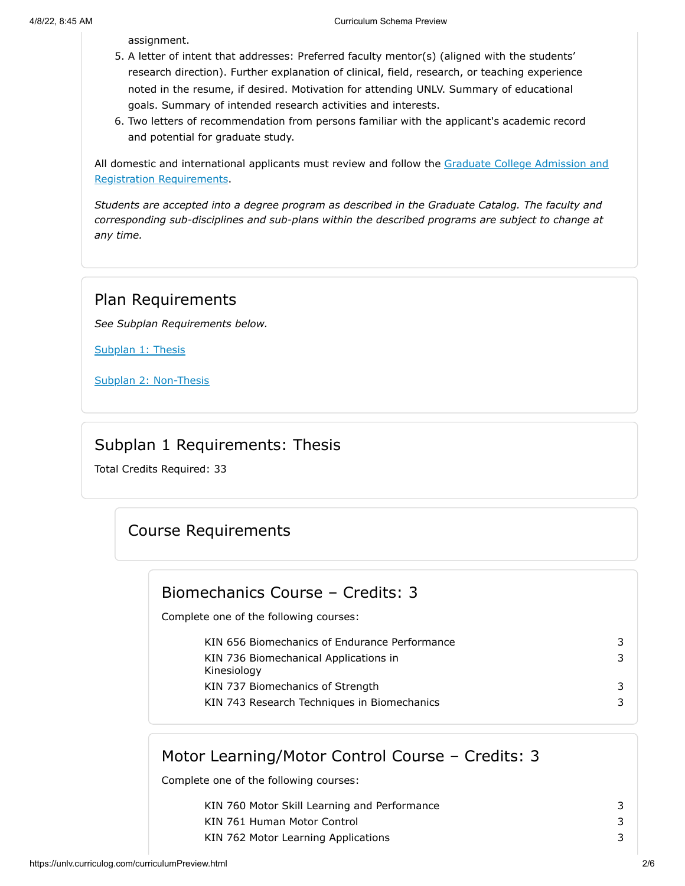assignment.

5. A letter of intent that addresses: Preferred faculty mentor(s) (aligned with the students' research direction). Further explanation of clinical, field, research, or teaching experience noted in the resume, if desired. Motivation for attending UNLV. Summary of educational goals. Summary of intended research activities and interests.
6. Two letters of recommendation from persons familiar with the applicant's academic record and potential for graduate study.

All domestic and international applicants must review and follow the Graduate College Admission and Registration Requirements.

*Students are accepted into a degree program as described in the Graduate Catalog. The faculty and corresponding sub-disciplines and sub-plans within the described programs are subject to change at any time.*

## Plan Requirements

*See Subplan Requirements below.*

Subplan 1: Thesis

Subplan 2: Non-Thesis

## Subplan 1 Requirements: Thesis

Total Credits Required: 33

### Course Requirements

#### Biomechanics Course – Credits: 3

Complete one of the following courses:

| | |
|---|---|
| KIN 656 Biomechanics of Endurance Performance | 3 |
| KIN 736 Biomechanical Applications in Kinesiology | 3 |
| KIN 737 Biomechanics of Strength | 3 |
| KIN 743 Research Techniques in Biomechanics | 3 |

#### Motor Learning/Motor Control Course – Credits: 3

Complete one of the following courses:

| | |
|---|---|
| KIN 760 Motor Skill Learning and Performance | 3 |
| KIN 761 Human Motor Control | 3 |
| KIN 762 Motor Learning Applications | 3 |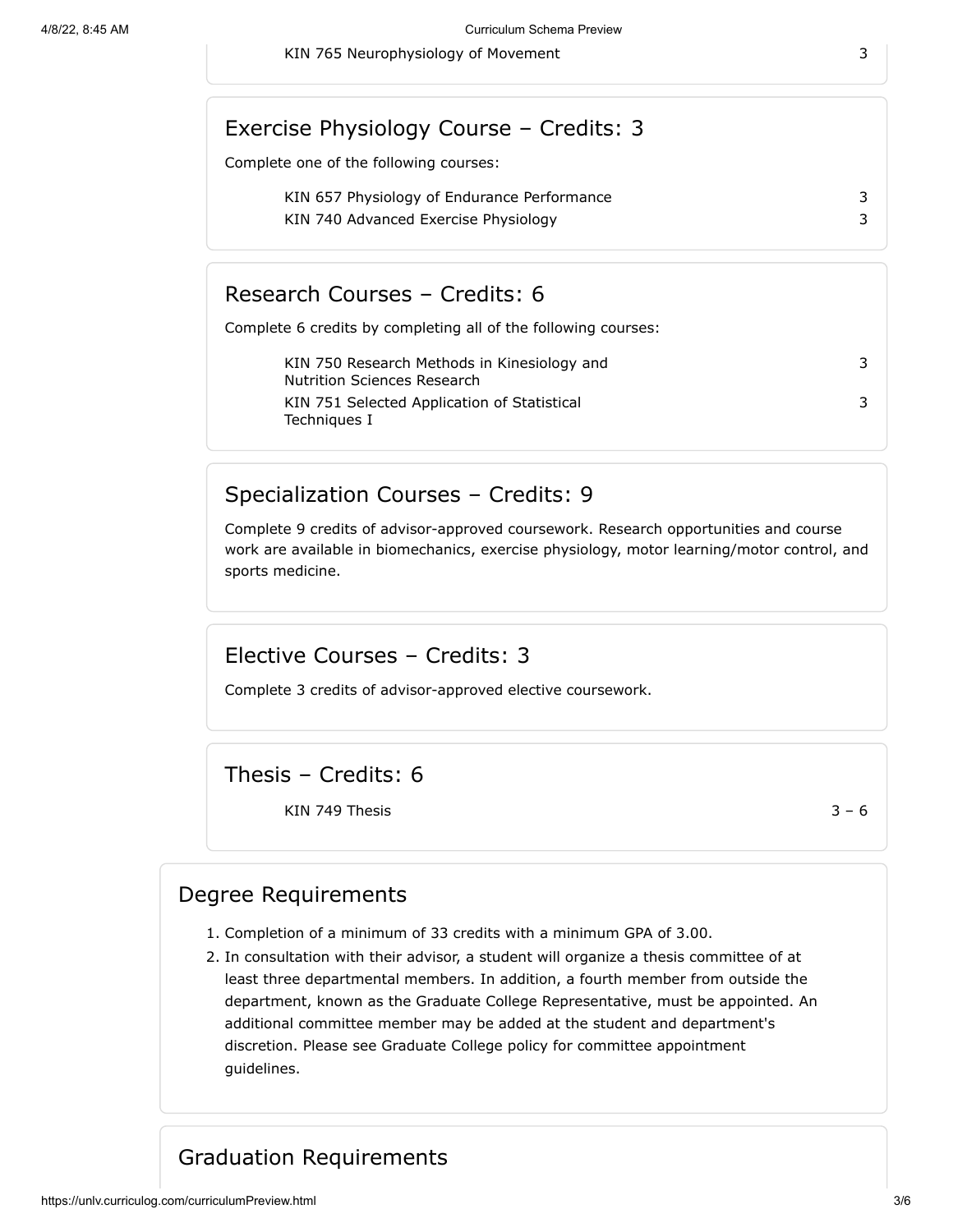| | |
|---|---|
| KIN 765 Neurophysiology of Movement | 3 |

### Exercise Physiology Course – Credits: 3

Complete one of the following courses:

| | |
|---|---|
| KIN 657 Physiology of Endurance Performance | 3 |
| KIN 740 Advanced Exercise Physiology | 3 |

### Research Courses – Credits: 6

Complete 6 credits by completing all of the following courses:

| | |
|---|---|
| KIN 750 Research Methods in Kinesiology and Nutrition Sciences Research | 3 |
| KIN 751 Selected Application of Statistical Techniques I | 3 |

### Specialization Courses – Credits: 9

Complete 9 credits of advisor-approved coursework. Research opportunities and course work are available in biomechanics, exercise physiology, motor learning/motor control, and sports medicine.

### Elective Courses – Credits: 3

Complete 3 credits of advisor-approved elective coursework.

### Thesis – Credits: 6

| | |
|---|---|
| KIN 749 Thesis | 3 – 6 |

## Degree Requirements

1. Completion of a minimum of 33 credits with a minimum GPA of 3.00.
2. In consultation with their advisor, a student will organize a thesis committee of at least three departmental members. In addition, a fourth member from outside the department, known as the Graduate College Representative, must be appointed. An additional committee member may be added at the student and department's discretion. Please see Graduate College policy for committee appointment guidelines.

## Graduation Requirements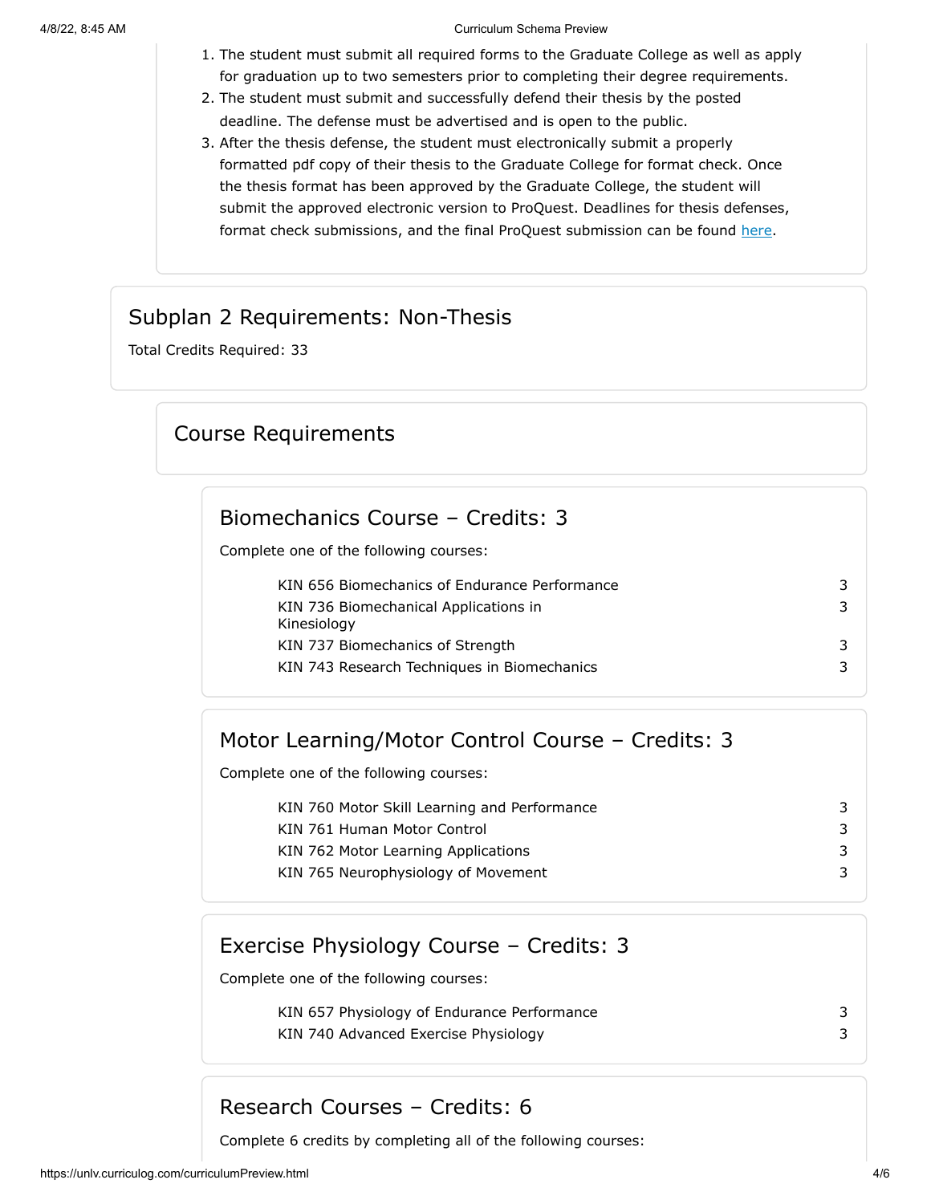1. The student must submit all required forms to the Graduate College as well as apply for graduation up to two semesters prior to completing their degree requirements.
2. The student must submit and successfully defend their thesis by the posted deadline. The defense must be advertised and is open to the public.
3. After the thesis defense, the student must electronically submit a properly formatted pdf copy of their thesis to the Graduate College for format check. Once the thesis format has been approved by the Graduate College, the student will submit the approved electronic version to ProQuest. Deadlines for thesis defenses, format check submissions, and the final ProQuest submission can be found here.

## Subplan 2 Requirements: Non-Thesis

Total Credits Required: 33

### Course Requirements

#### Biomechanics Course – Credits: 3

Complete one of the following courses:

| Course | Credits |
|---|---|
| KIN 656 Biomechanics of Endurance Performance | 3 |
| KIN 736 Biomechanical Applications in Kinesiology | 3 |
| KIN 737 Biomechanics of Strength | 3 |
| KIN 743 Research Techniques in Biomechanics | 3 |

#### Motor Learning/Motor Control Course – Credits: 3

Complete one of the following courses:

| Course | Credits |
|---|---|
| KIN 760 Motor Skill Learning and Performance | 3 |
| KIN 761 Human Motor Control | 3 |
| KIN 762 Motor Learning Applications | 3 |
| KIN 765 Neurophysiology of Movement | 3 |

#### Exercise Physiology Course – Credits: 3

Complete one of the following courses:

| Course | Credits |
|---|---|
| KIN 657 Physiology of Endurance Performance | 3 |
| KIN 740 Advanced Exercise Physiology | 3 |

#### Research Courses – Credits: 6

Complete 6 credits by completing all of the following courses: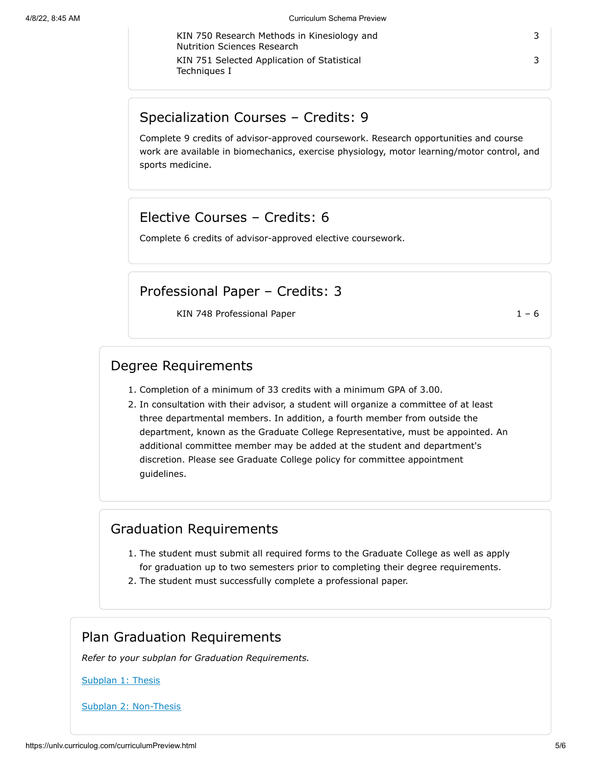| | |
|---|---|
| KIN 750 Research Methods in Kinesiology and Nutrition Sciences Research | 3 |
| KIN 751 Selected Application of Statistical Techniques I | 3 |

## Specialization Courses – Credits: 9

Complete 9 credits of advisor-approved coursework. Research opportunities and course work are available in biomechanics, exercise physiology, motor learning/motor control, and sports medicine.

## Elective Courses – Credits: 6

Complete 6 credits of advisor-approved elective coursework.

## Professional Paper – Credits: 3

| | |
|---|---|
| KIN 748 Professional Paper | 1 – 6 |

## Degree Requirements

1. Completion of a minimum of 33 credits with a minimum GPA of 3.00.
2. In consultation with their advisor, a student will organize a committee of at least three departmental members. In addition, a fourth member from outside the department, known as the Graduate College Representative, must be appointed. An additional committee member may be added at the student and department's discretion. Please see Graduate College policy for committee appointment guidelines.

## Graduation Requirements

1. The student must submit all required forms to the Graduate College as well as apply for graduation up to two semesters prior to completing their degree requirements.
2. The student must successfully complete a professional paper.

## Plan Graduation Requirements

*Refer to your subplan for Graduation Requirements.*

Subplan 1: Thesis

Subplan 2: Non-Thesis